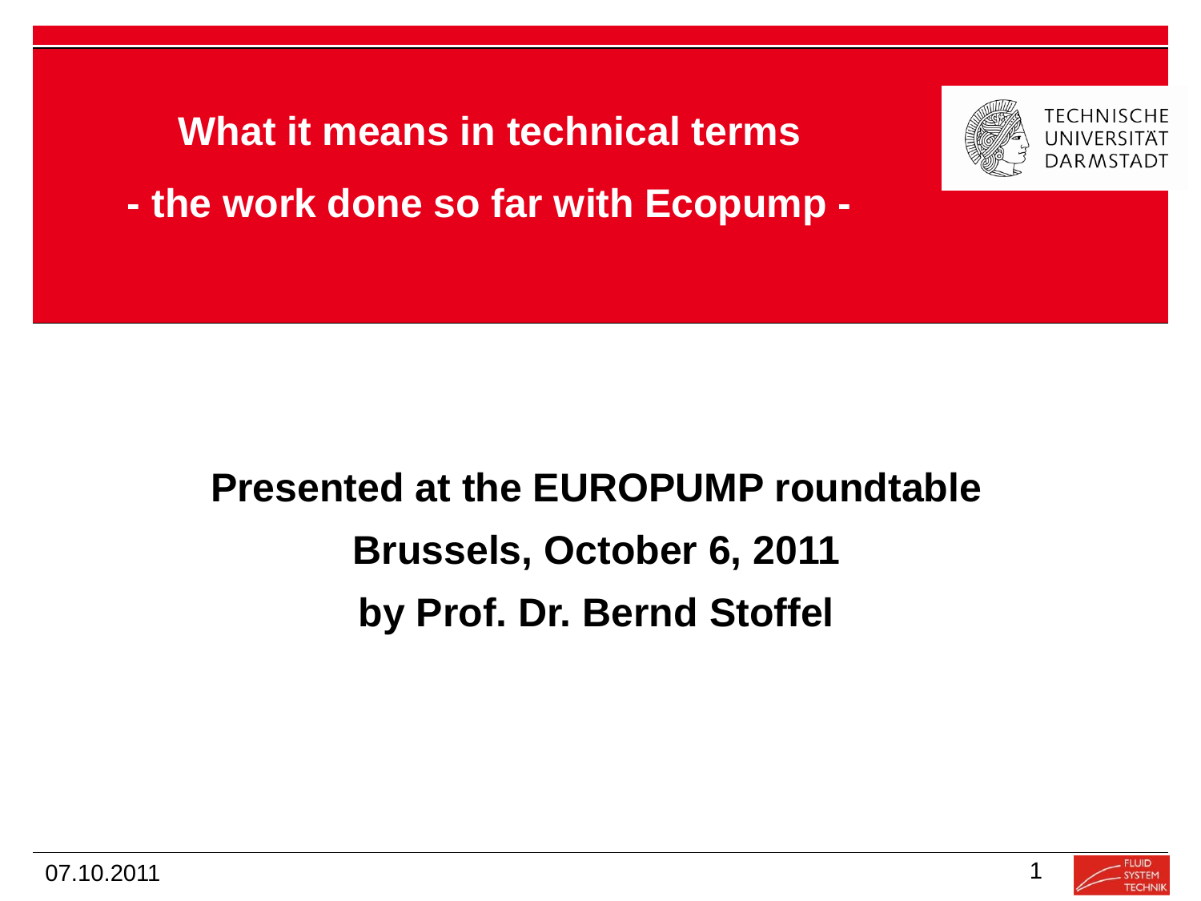# What it means in technical terms

## - the work done so far with Ecopump -

TECHNISCHE UNIVERSITÄT DARMSTADT

**Presented at the EUROPUMP roundtable**

**Brussels, October 6, 2011**

**by Prof. Dr. Bernd Stoffel**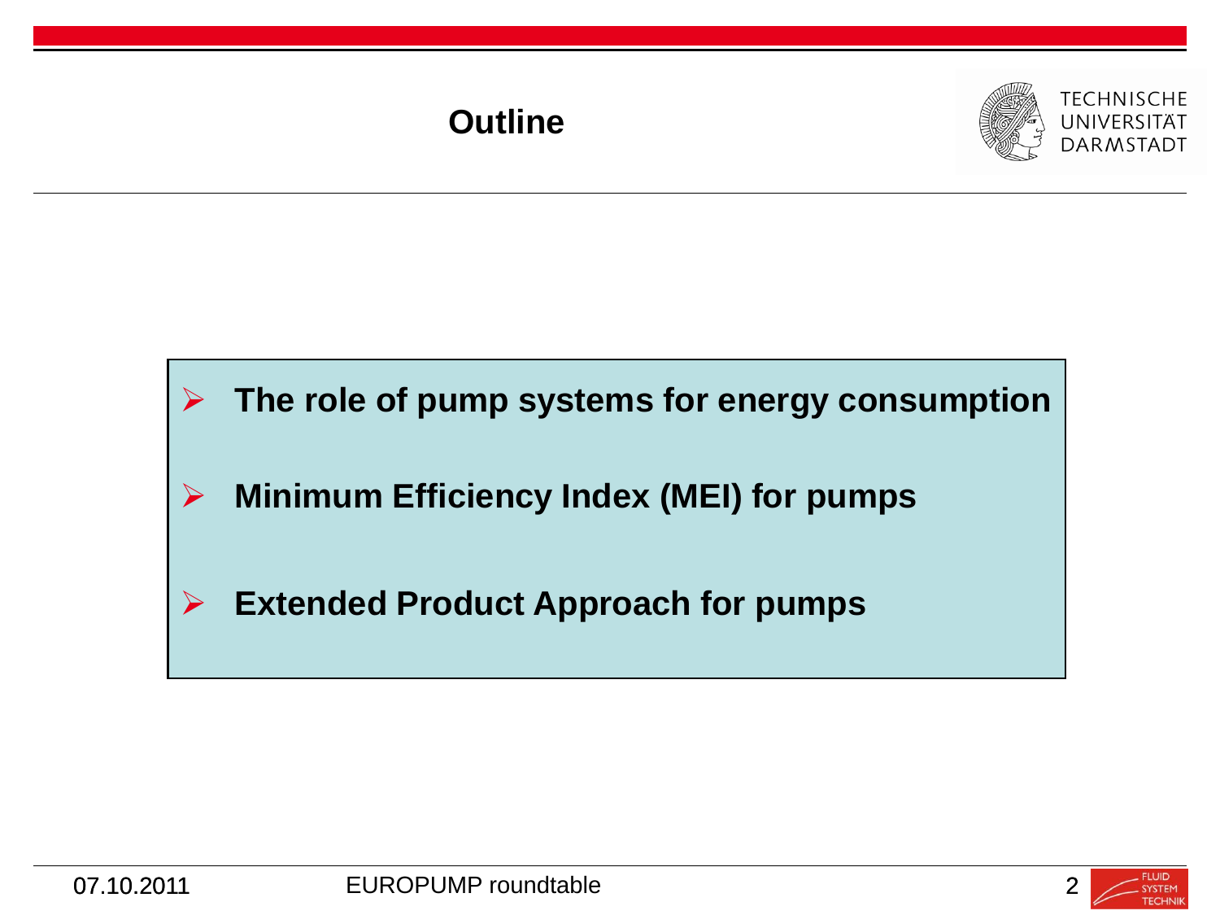# Outline

- **The role of pump systems for energy consumption**
- **Minimum Efficiency Index (MEI) for pumps**
- **Extended Product Approach for pumps**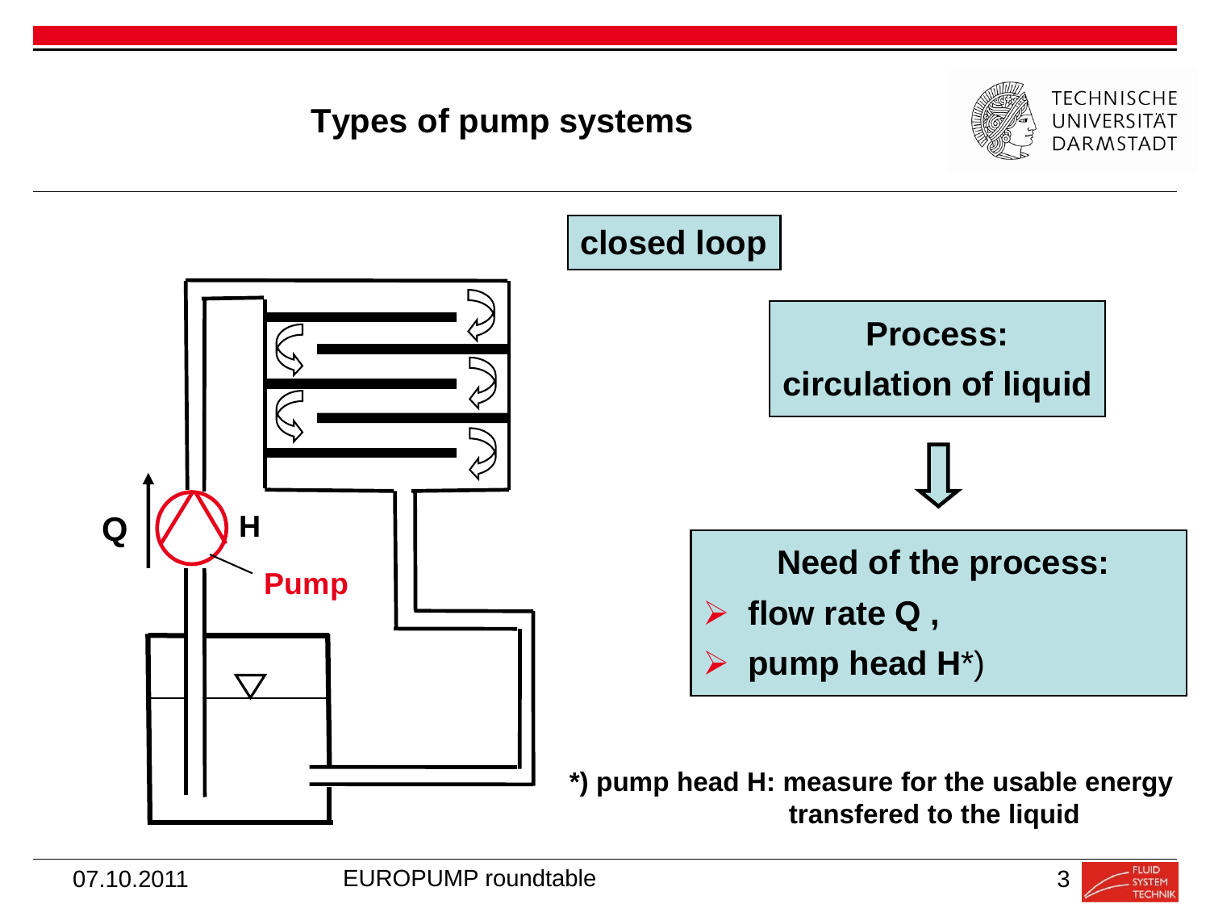# Types of pump systems

## closed loop

Q

H

Pump

**Process:**
**circulation of liquid**

⇓

**Need of the process:**

- **flow rate Q ,**
- **pump head H**\*)

**\*) pump head H: measure for the usable energy transfered to the liquid**

07.10.2011 EUROPUMP roundtable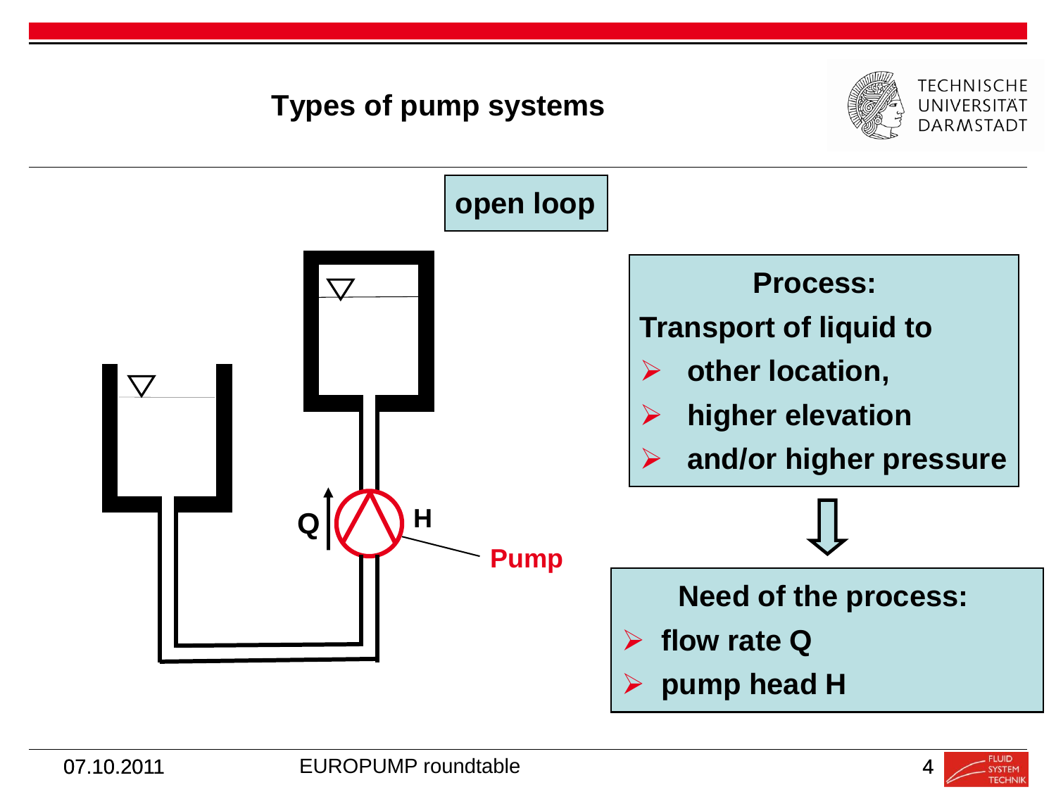# Types of pump systems

## open loop

Q

H

Pump

**Process:**

**Transport of liquid to**

- **other location,**
- **higher elevation**
- **and/or higher pressure**

⇩

**Need of the process:**

- **flow rate Q**
- **pump head H**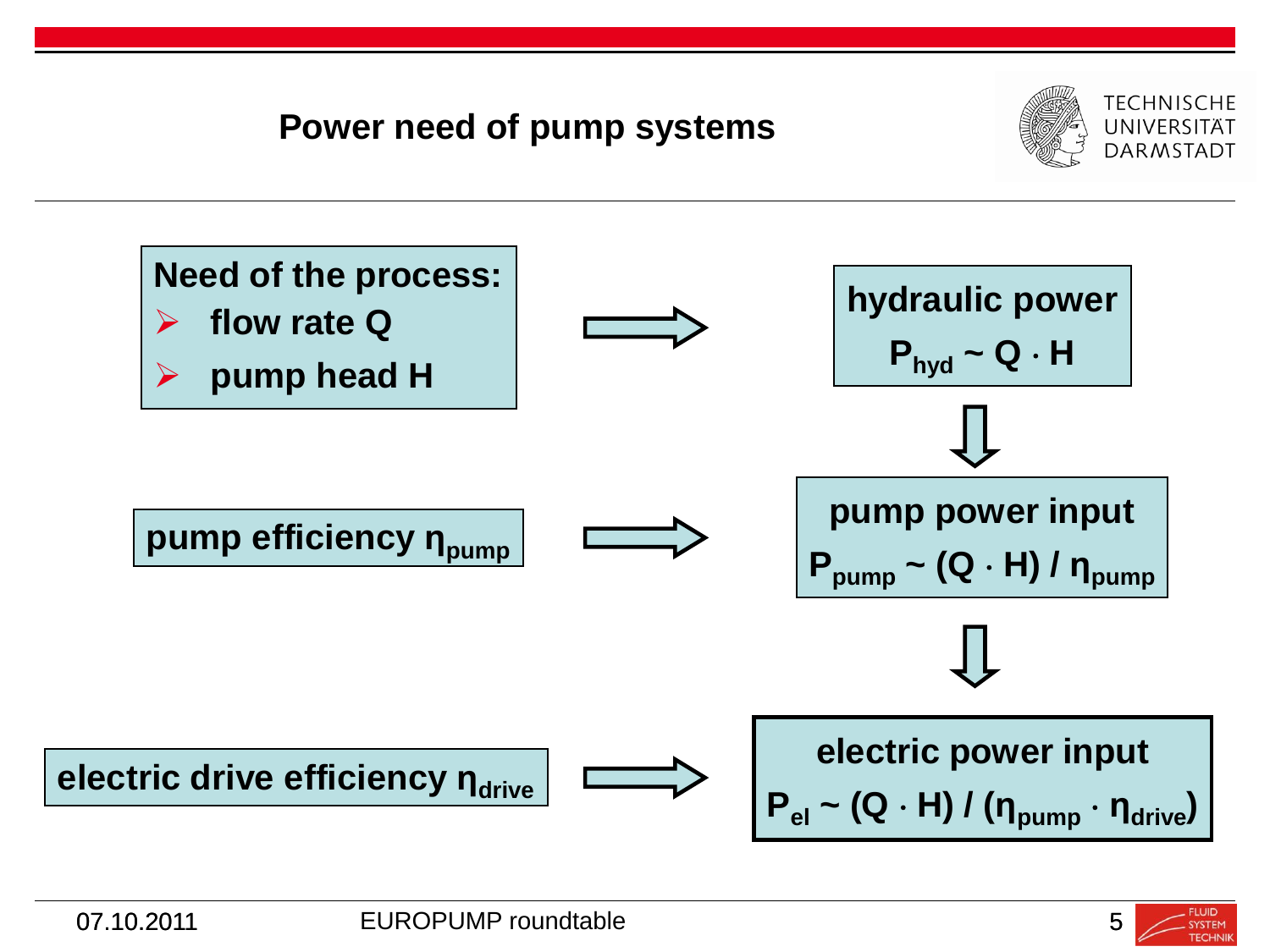# Power need of pump systems

**Need of the process:**
- **flow rate Q**
- **pump head H**

⇒

**hydraulic power**

$P_{hyd} \sim Q \cdot H$

⇓

**pump efficiency $\eta_{pump}$**

⇒

**pump power input**

$P_{pump} \sim (Q \cdot H) / \eta_{pump}$

⇓

**electric drive efficiency $\eta_{drive}$**

⇒

**electric power input**

$P_{el} \sim (Q \cdot H) / (\eta_{pump} \cdot \eta_{drive})$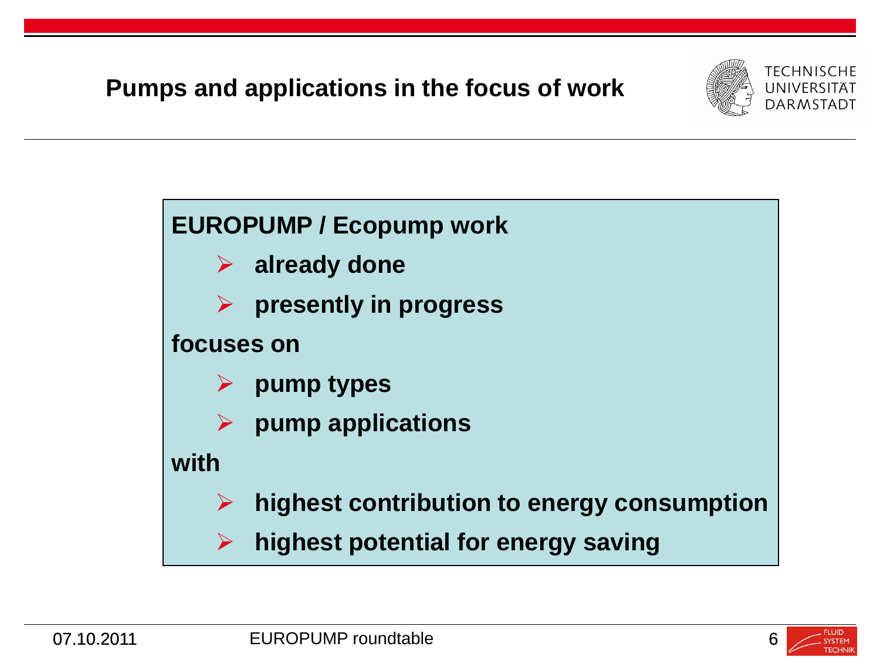# Pumps and applications in the focus of work

**EUROPUMP / Ecopump work**

- **already done**
- **presently in progress**

**focuses on**

- **pump types**
- **pump applications**

**with**

- **highest contribution to energy consumption**
- **highest potential for energy saving**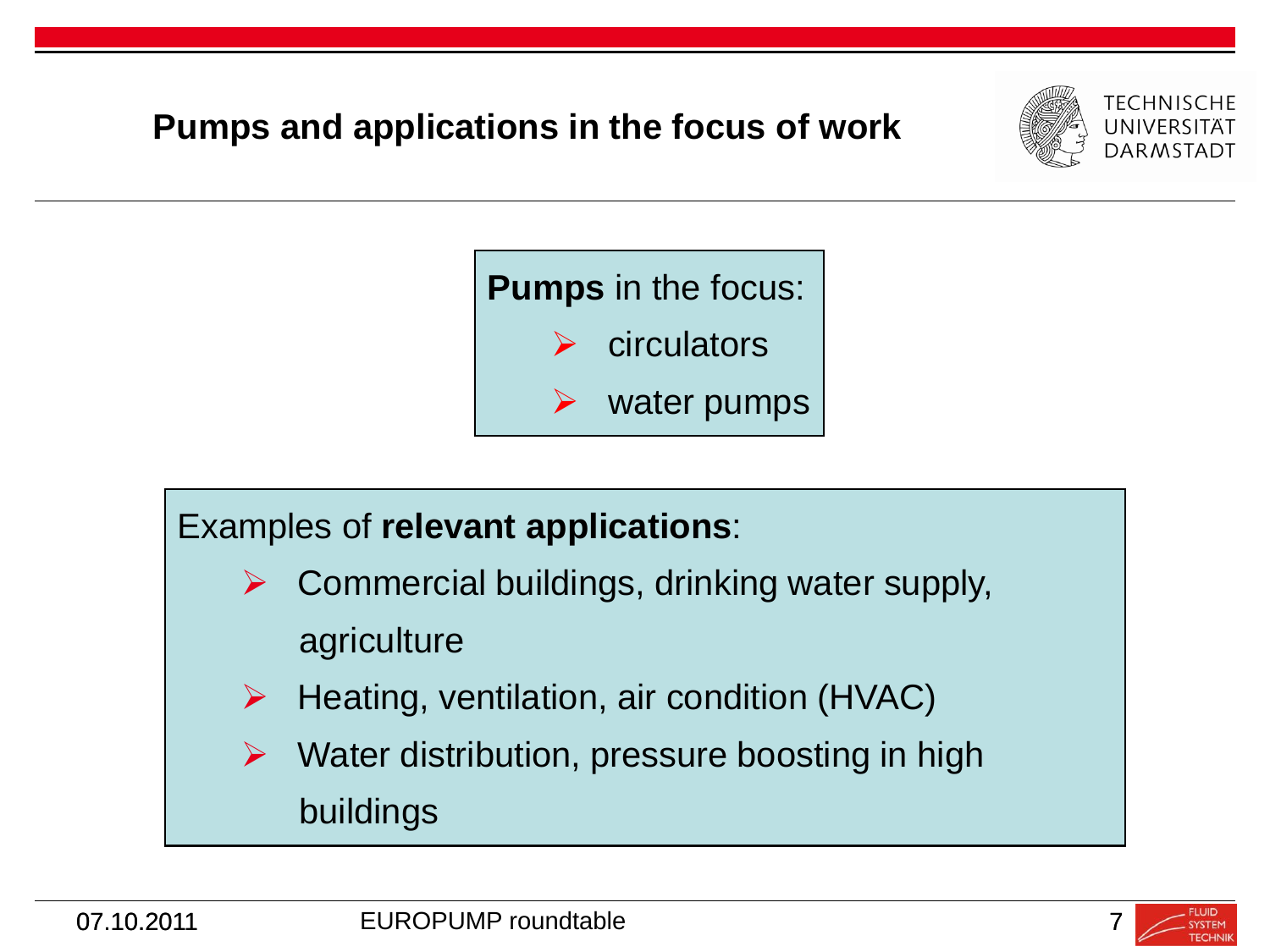## Pumps and applications in the focus of work

**Pumps** in the focus:

- circulators
- water pumps

Examples of **relevant applications**:

- Commercial buildings, drinking water supply, agriculture
- Heating, ventilation, air condition (HVAC)
- Water distribution, pressure boosting in high buildings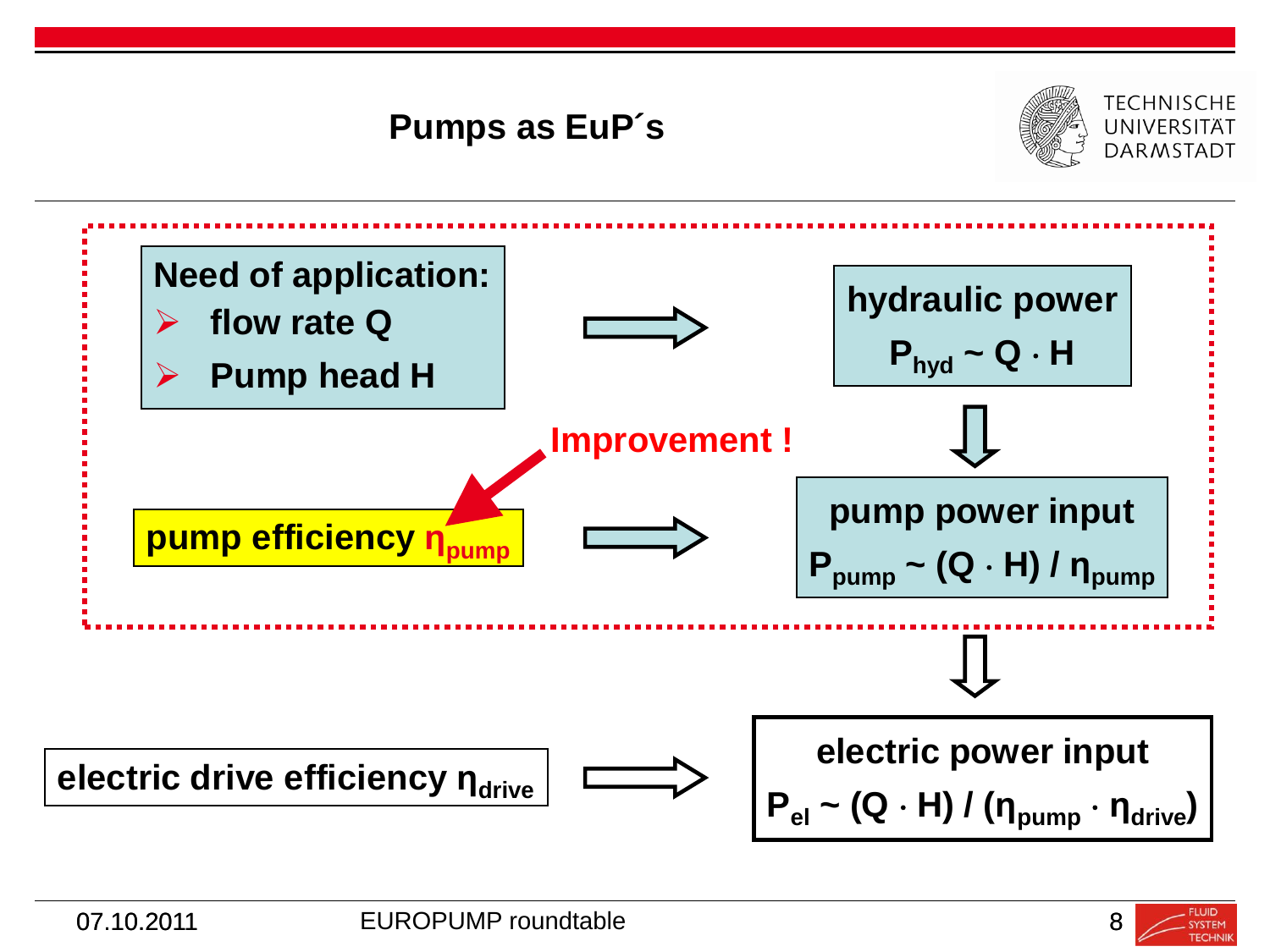# Pumps as EuP´s

**Need of application:**
- **flow rate Q**
- **Pump head H**

⇒ **hydraulic power** $P_{hyd} \sim Q \cdot H$

⇓

**Improvement !**

**pump efficiency $\eta_{pump}$** ⇒ **pump power input** $P_{pump} \sim (Q \cdot H) / \eta_{pump}$

⇓

**electric drive efficiency $\eta_{drive}$** ⇒ **electric power input** $P_{el} \sim (Q \cdot H) / (\eta_{pump} \cdot \eta_{drive})$

07.10.2011 EUROPUMP roundtable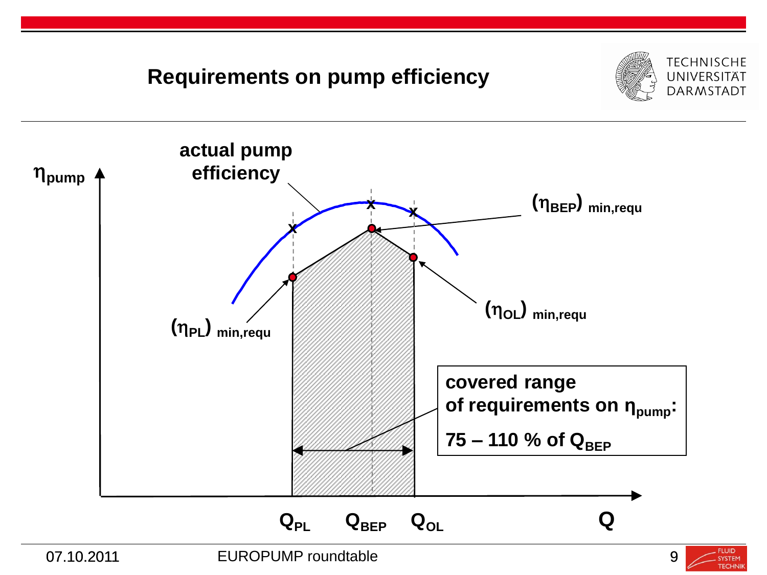# Requirements on pump efficiency

$\eta_{pump}$

actual pump efficiency

$(\eta_{BEP})_{min,requ}$

$(\eta_{PL})_{min,requ}$

$(\eta_{OL})_{min,requ}$

**covered range of requirements on $\eta_{pump}$:**

**75 – 110 % of $Q_{BEP}$**

$Q_{PL}$ $Q_{BEP}$ $Q_{OL}$ $Q$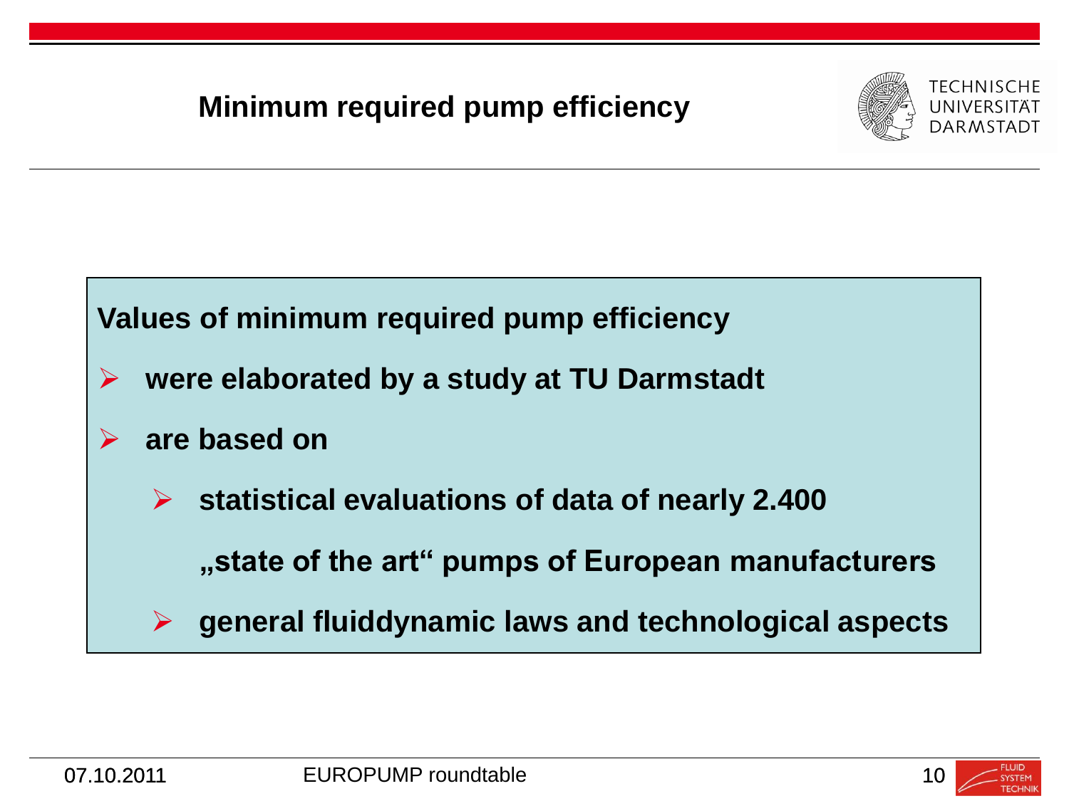# Minimum required pump efficiency

**Values of minimum required pump efficiency**

- **were elaborated by a study at TU Darmstadt**
- **are based on**
  - **statistical evaluations of data of nearly 2.400 „state of the art" pumps of European manufacturers**
  - **general fluiddynamic laws and technological aspects**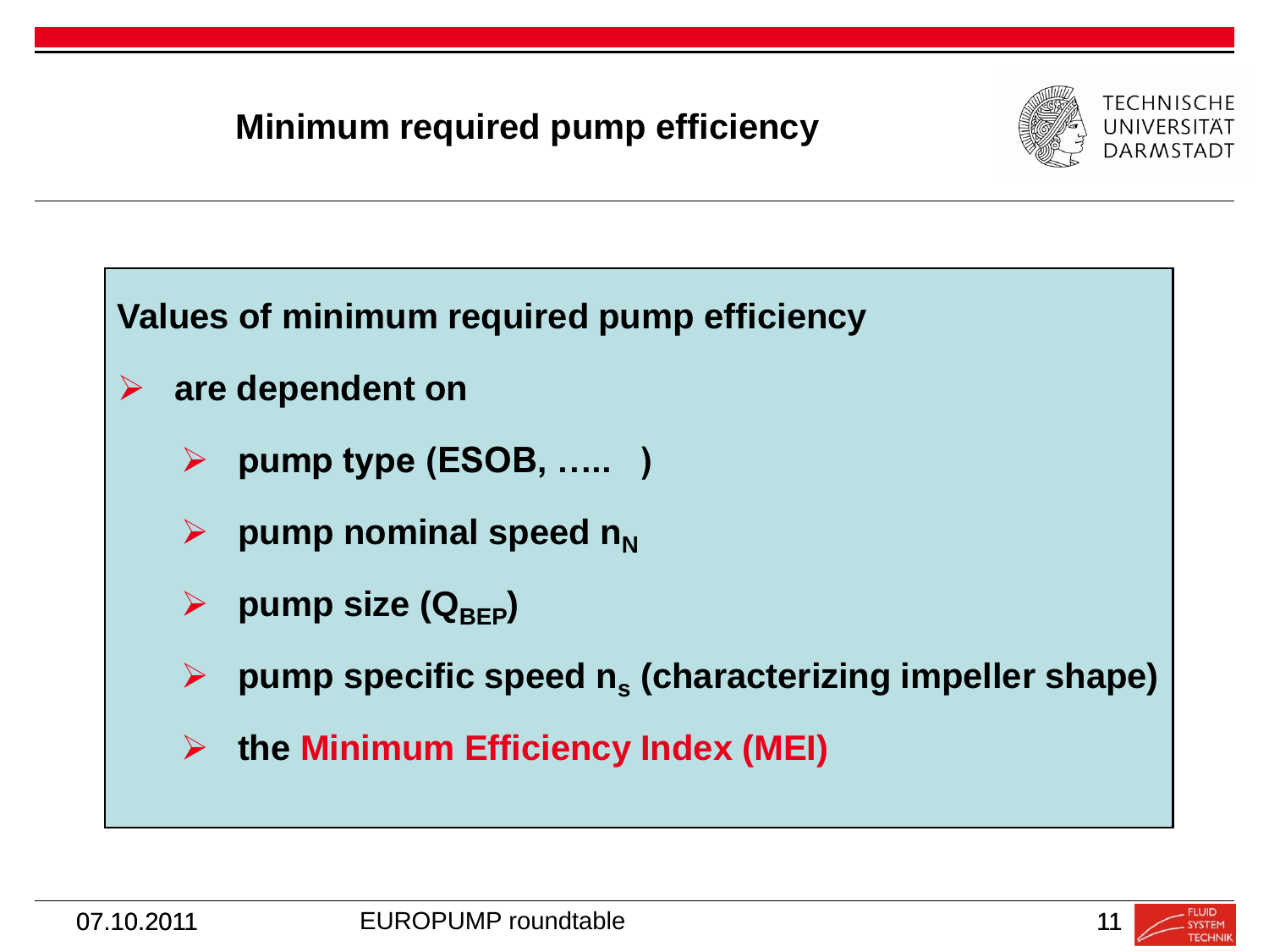# Minimum required pump efficiency

**Values of minimum required pump efficiency**

- **are dependent on**
  - **pump type (ESOB, ….. )**
  - **pump nominal speed $n_N$**
  - **pump size ($Q_{BEP}$)**
  - **pump specific speed $n_s$ (characterizing impeller shape)**
  - **the Minimum Efficiency Index (MEI)**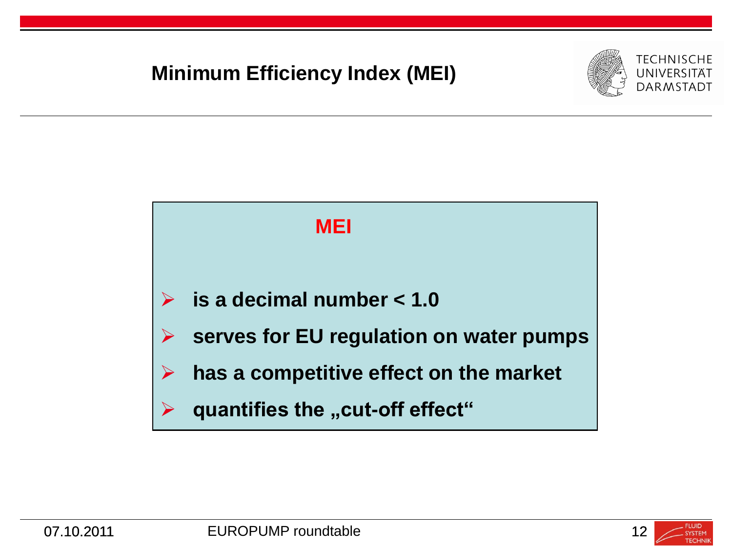# Minimum Efficiency Index (MEI)

**MEI**

- **is a decimal number < 1.0**
- **serves for EU regulation on water pumps**
- **has a competitive effect on the market**
- **quantifies the „cut-off effect“**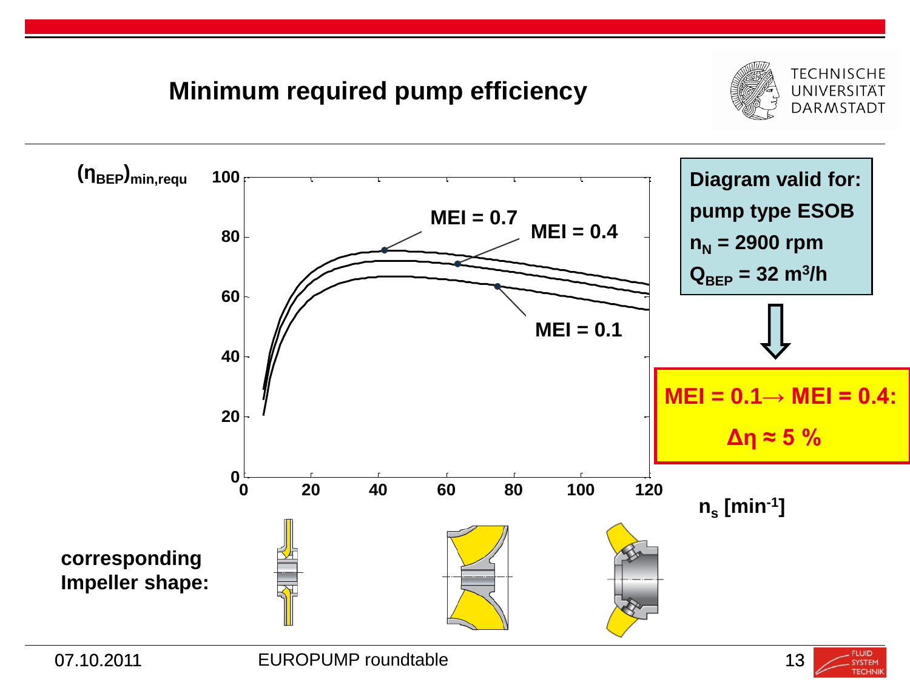# Minimum required pump efficiency

$(\eta_{BEP})_{min,requ}$

MEI = 0.7

MEI = 0.4

MEI = 0.1

$n_s$ [min$^{-1}$]

**Diagram valid for:**
**pump type ESOB**
**$n_N$ = 2900 rpm**
**$Q_{BEP}$ = 32 m³/h**

**MEI = 0.1→ MEI = 0.4:**
**Δη ≈ 5 %**

**corresponding Impeller shape:**

07.10.2011 EUROPUMP roundtable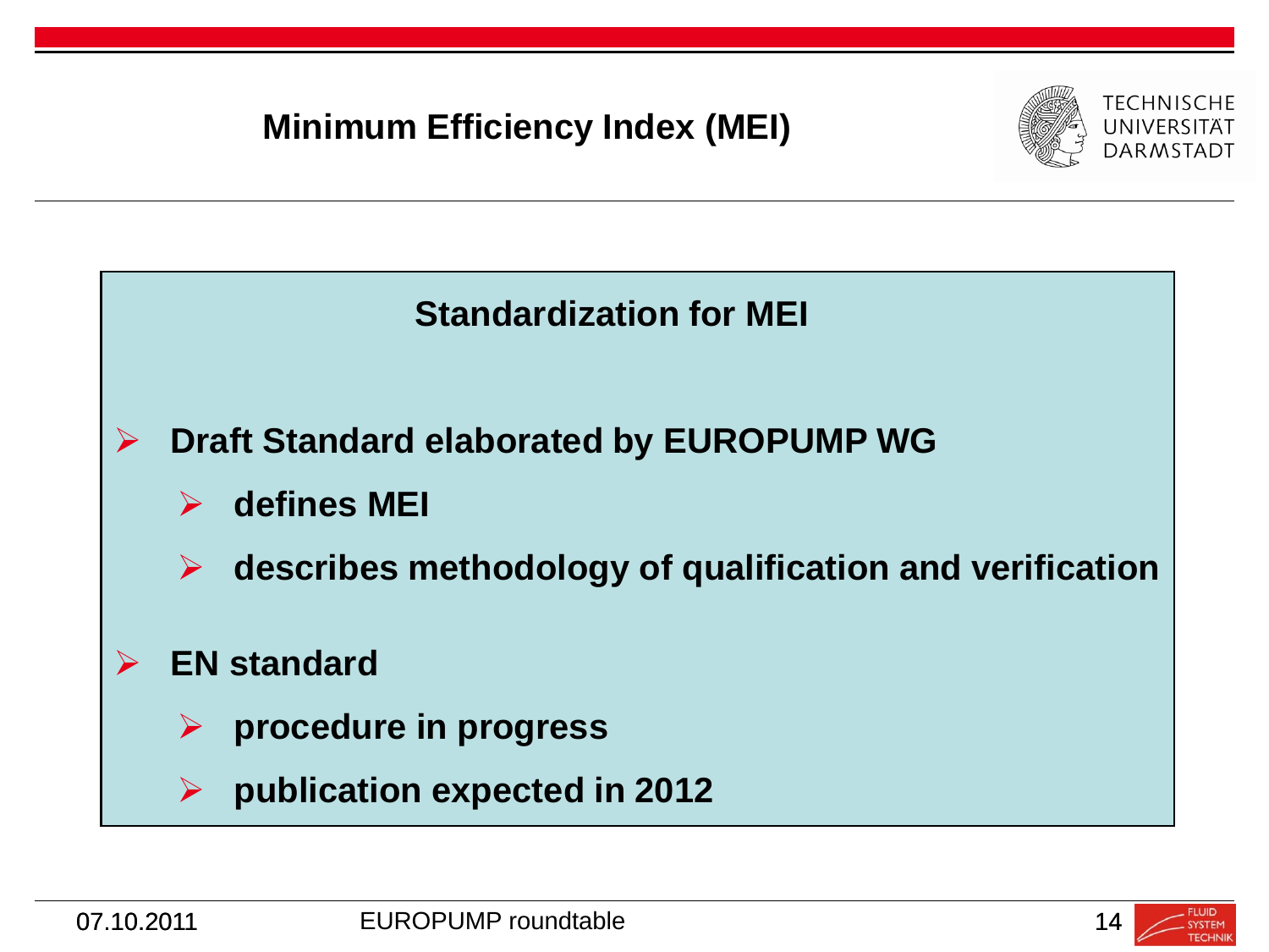# Minimum Efficiency Index (MEI)

## Standardization for MEI

- **Draft Standard elaborated by EUROPUMP WG**
  - **defines MEI**
  - **describes methodology of qualification and verification**
- **EN standard**
  - **procedure in progress**
  - **publication expected in 2012**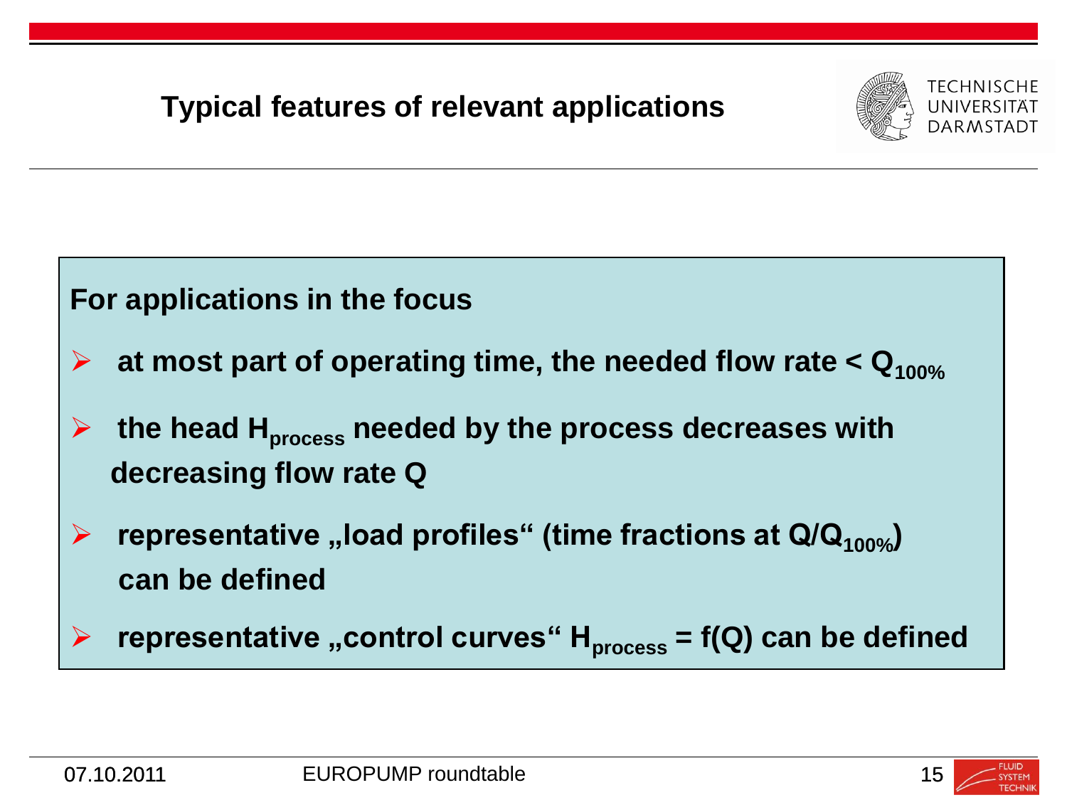# Typical features of relevant applications

**For applications in the focus**

- **at most part of operating time, the needed flow rate < $Q_{100\%}$**
- **the head $H_{process}$ needed by the process decreases with decreasing flow rate Q**
- **representative „load profiles“ (time fractions at $Q/Q_{100\%}$) can be defined**
- **representative „control curves“ $H_{process} = f(Q)$ can be defined**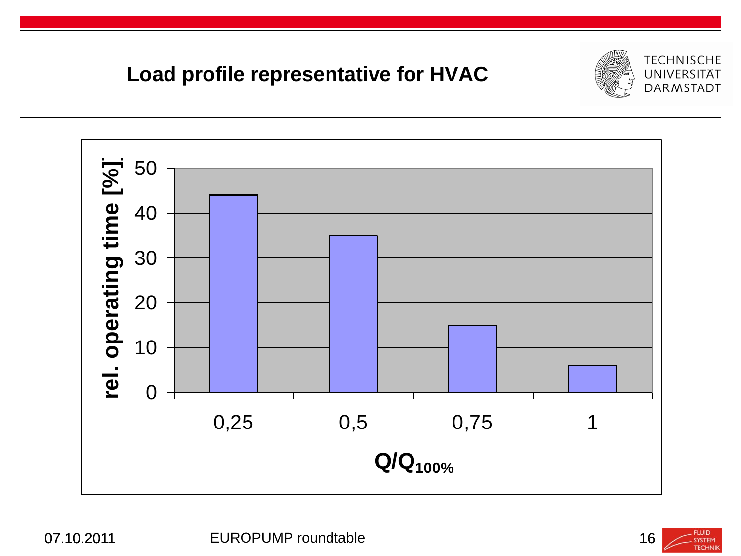## Load profile representative for HVAC

| $Q/Q_{100\%}$ | rel. operating time [%] |
| --- | --- |
| 0,25 | 44 |
| 0,5 | 35 |
| 0,75 | 15 |
| 1 | 6 |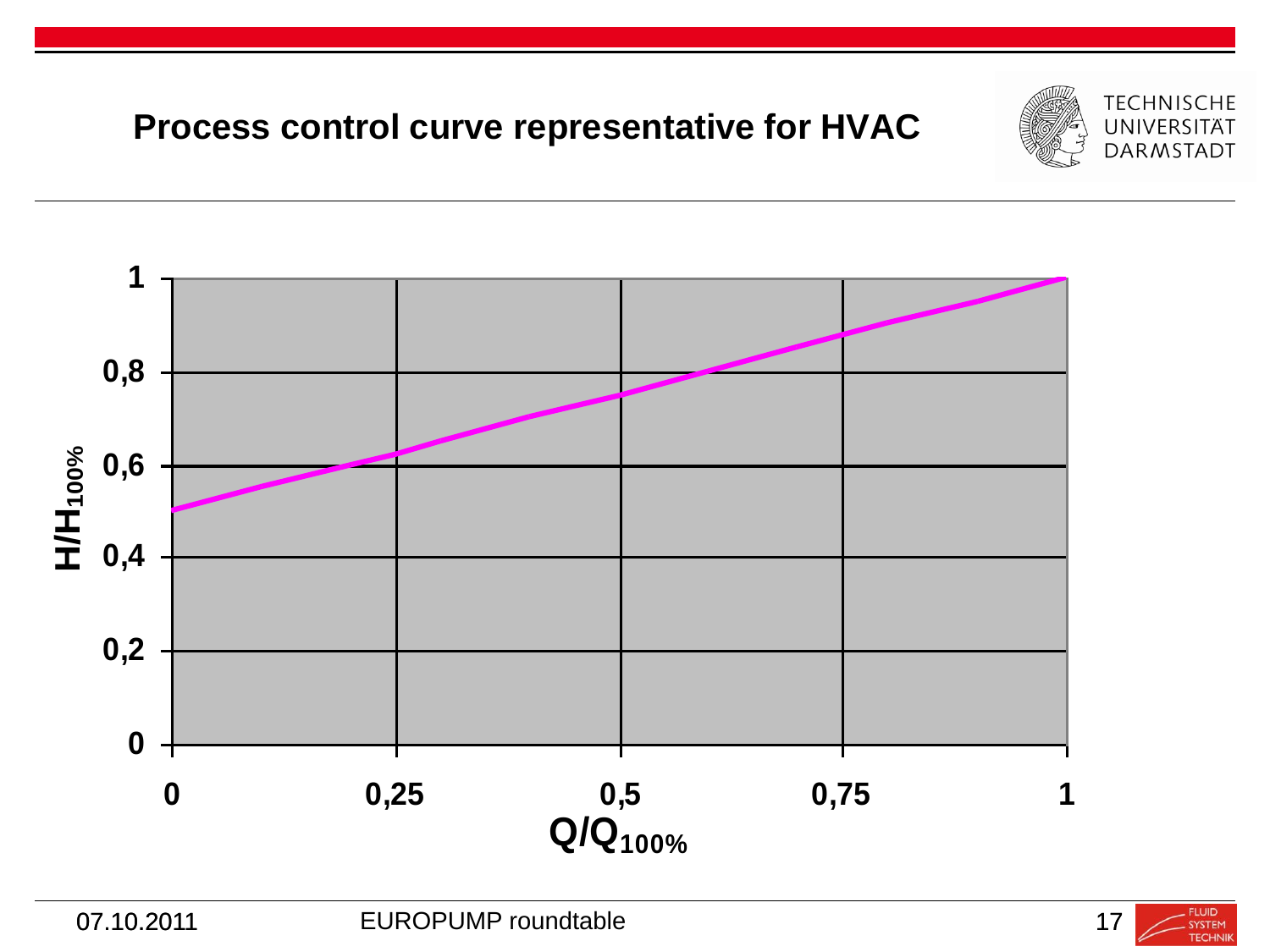# Process control curve representative for HVAC

$H/H_{100\%}$

1

0,8

0,6

0,4

0,2

0

0 0,25 0,5 0,75 1

$Q/Q_{100\%}$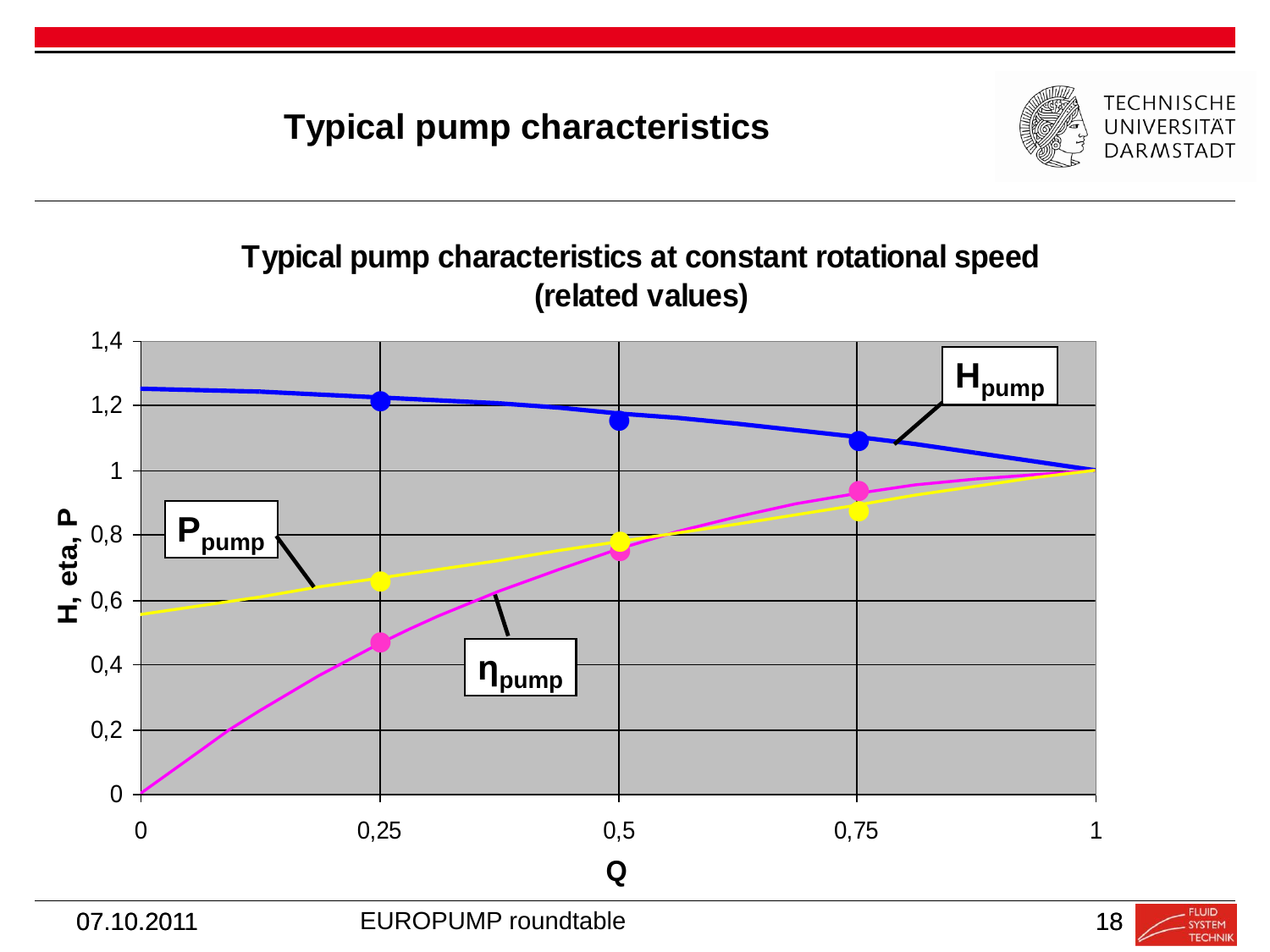# Typical pump characteristics

**Typical pump characteristics at constant rotational speed (related values)**

$H_{pump}$, $P_{pump}$, $\eta_{pump}$

H, eta, P

Q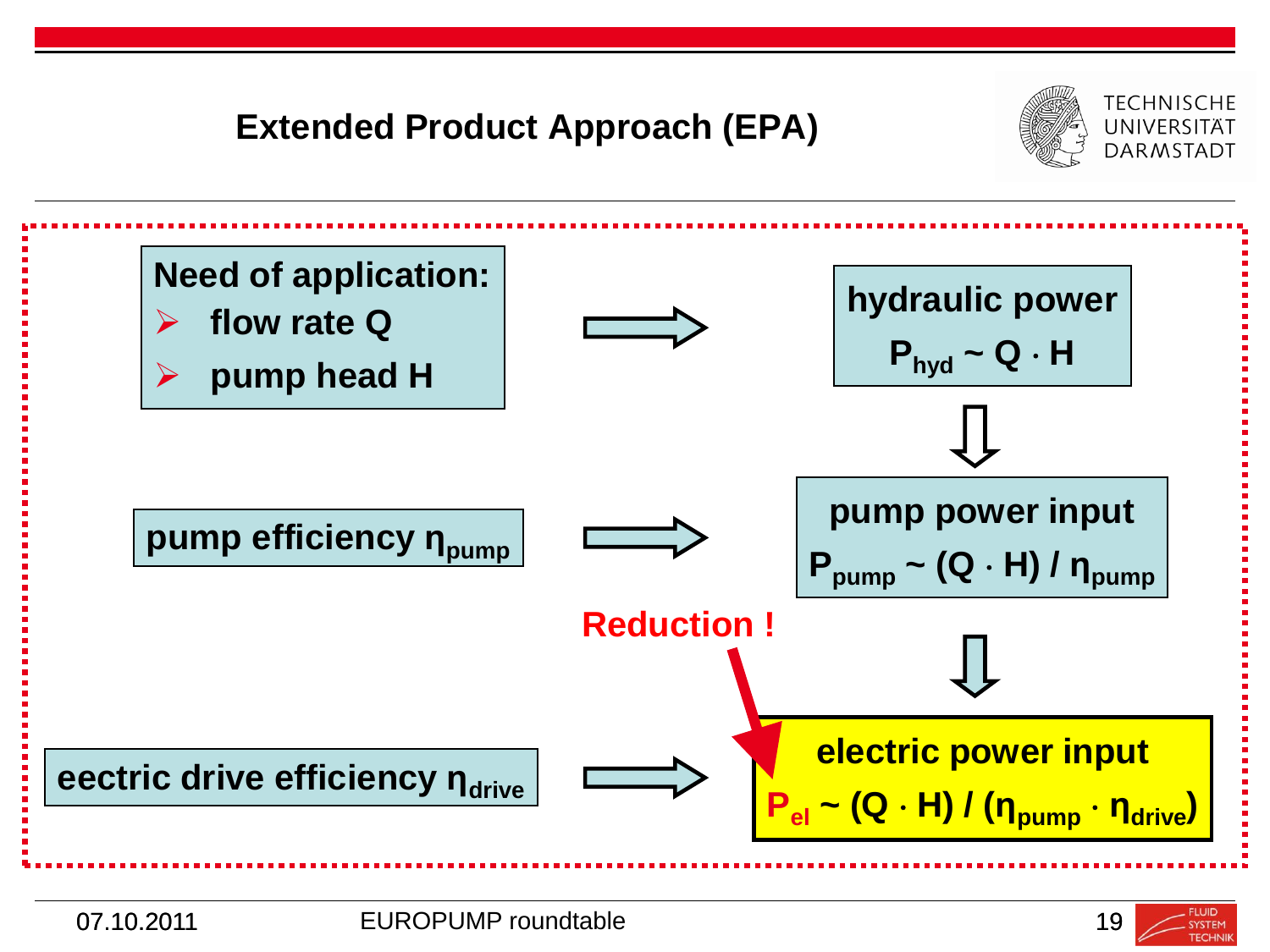# Extended Product Approach (EPA)

**Need of application:**

- **flow rate Q**
- **pump head H**

→ **hydraulic power** $P_{hyd} \sim Q \cdot H$

**pump efficiency $\eta_{pump}$** → **pump power input** $P_{pump} \sim (Q \cdot H) / \eta_{pump}$

**Reduction !**

**eectric drive efficiency $\eta_{drive}$** → **electric power input** $P_{el} \sim (Q \cdot H) / (\eta_{pump} \cdot \eta_{drive})$

07.10.2011 EUROPUMP roundtable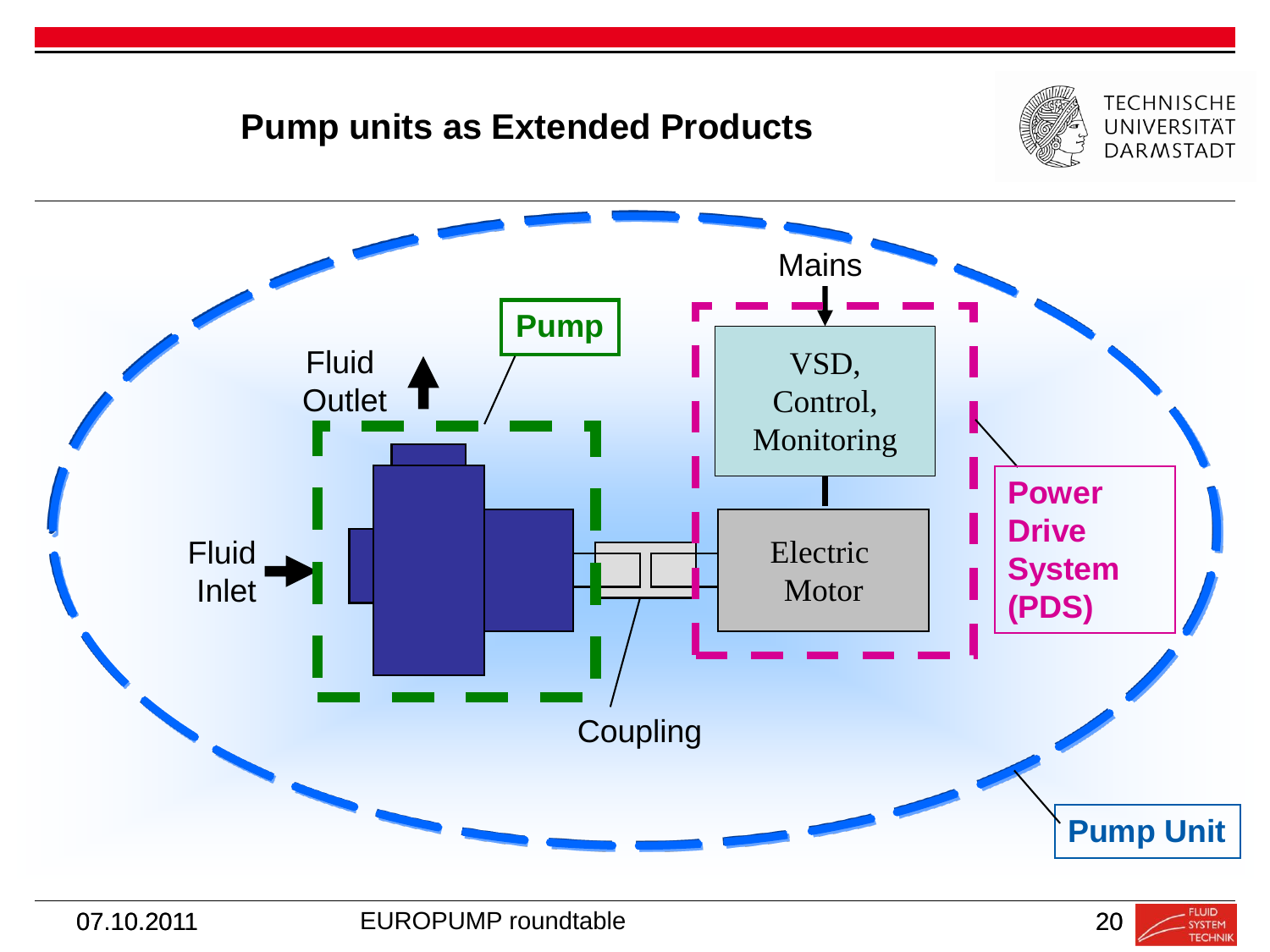# Pump units as Extended Products

Mains

Pump

Fluid Outlet

VSD, Control, Monitoring

Fluid Inlet

Electric Motor

Power Drive System (PDS)

Coupling

Pump Unit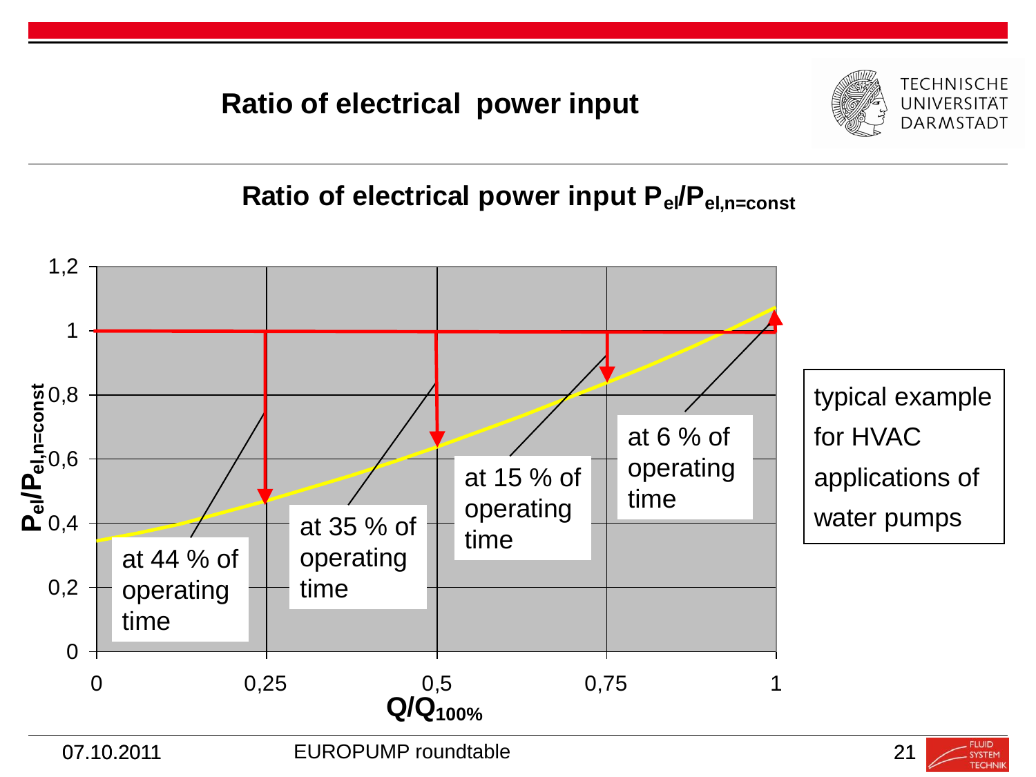# Ratio of electrical power input

## Ratio of electrical power input $P_{el}/P_{el,n=const}$

$P_{el}/P_{el,n=const}$

1,2
1
0,8
0,6
0,4
0,2
0

0 | 0,25 | 0,5 | 0,75 | 1

$Q/Q_{100\%}$

at 44 % of operating time

at 35 % of operating time

at 15 % of operating time

at 6 % of operating time

typical example for HVAC applications of water pumps

07.10.2011 EUROPUMP roundtable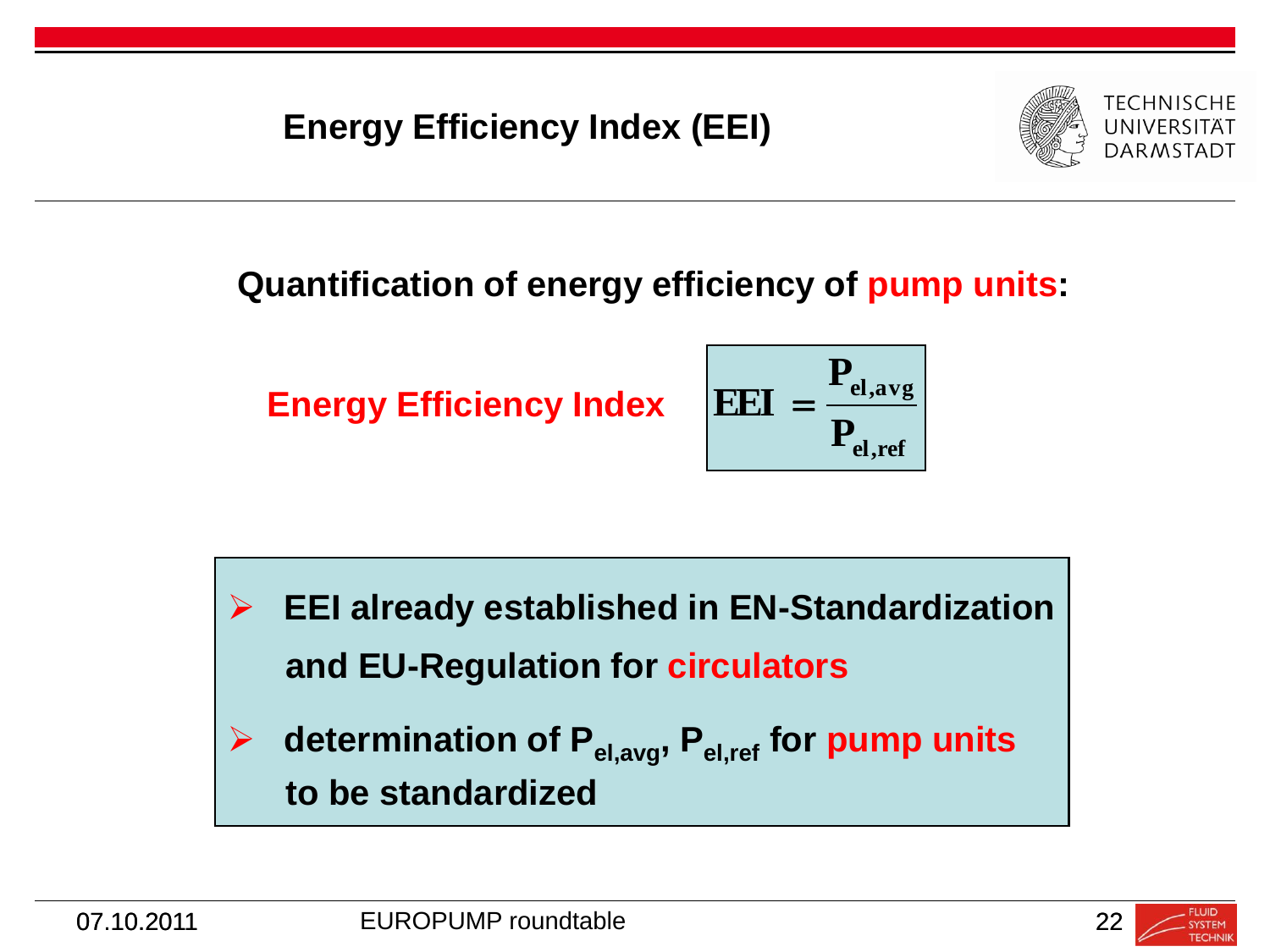# Energy Efficiency Index (EEI)

**Quantification of energy efficiency of pump units:**

**Energy Efficiency Index**

$$\mathbf{EEI} = \frac{\mathbf{P_{el,avg}}}{\mathbf{P_{el,ref}}}$$

- **EEI already established in EN-Standardization and EU-Regulation for circulators**
- **determination of $P_{el,avg}$, $P_{el,ref}$ for pump units to be standardized**

07.10.2011 EUROPUMP roundtable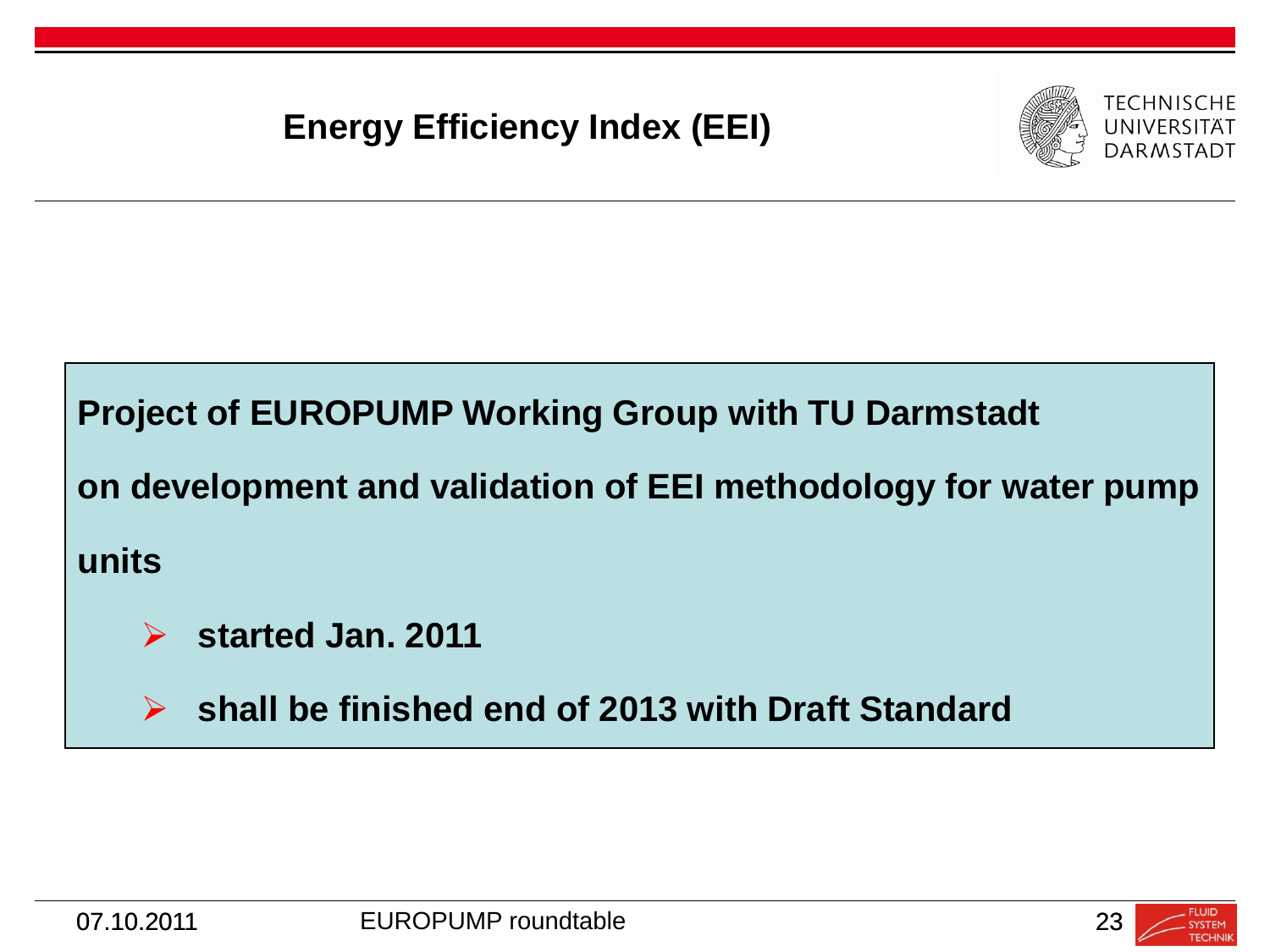# Energy Efficiency Index (EEI)

**Project of EUROPUMP Working Group with TU Darmstadt**

**on development and validation of EEI methodology for water pump units**

- **started Jan. 2011**
- **shall be finished end of 2013 with Draft Standard**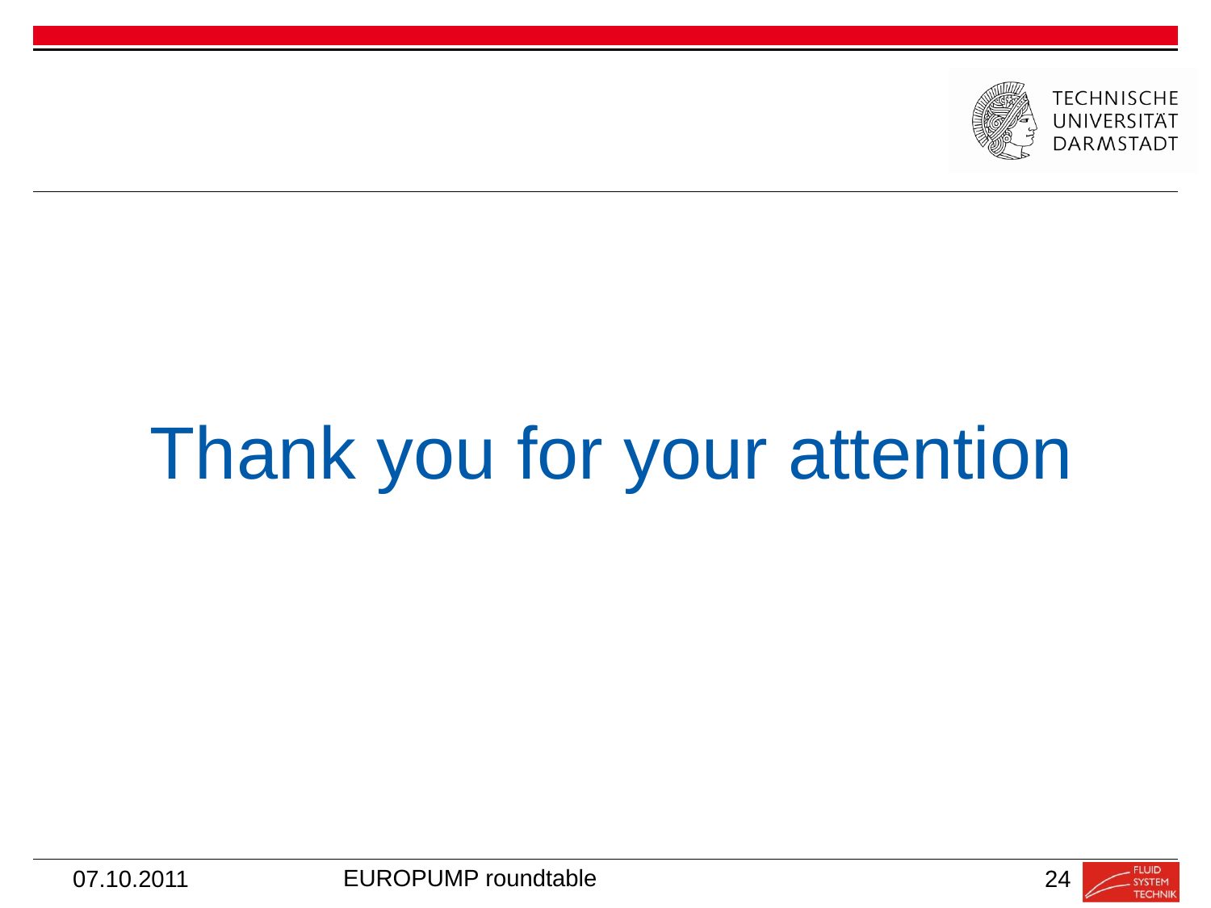# Thank you for your attention